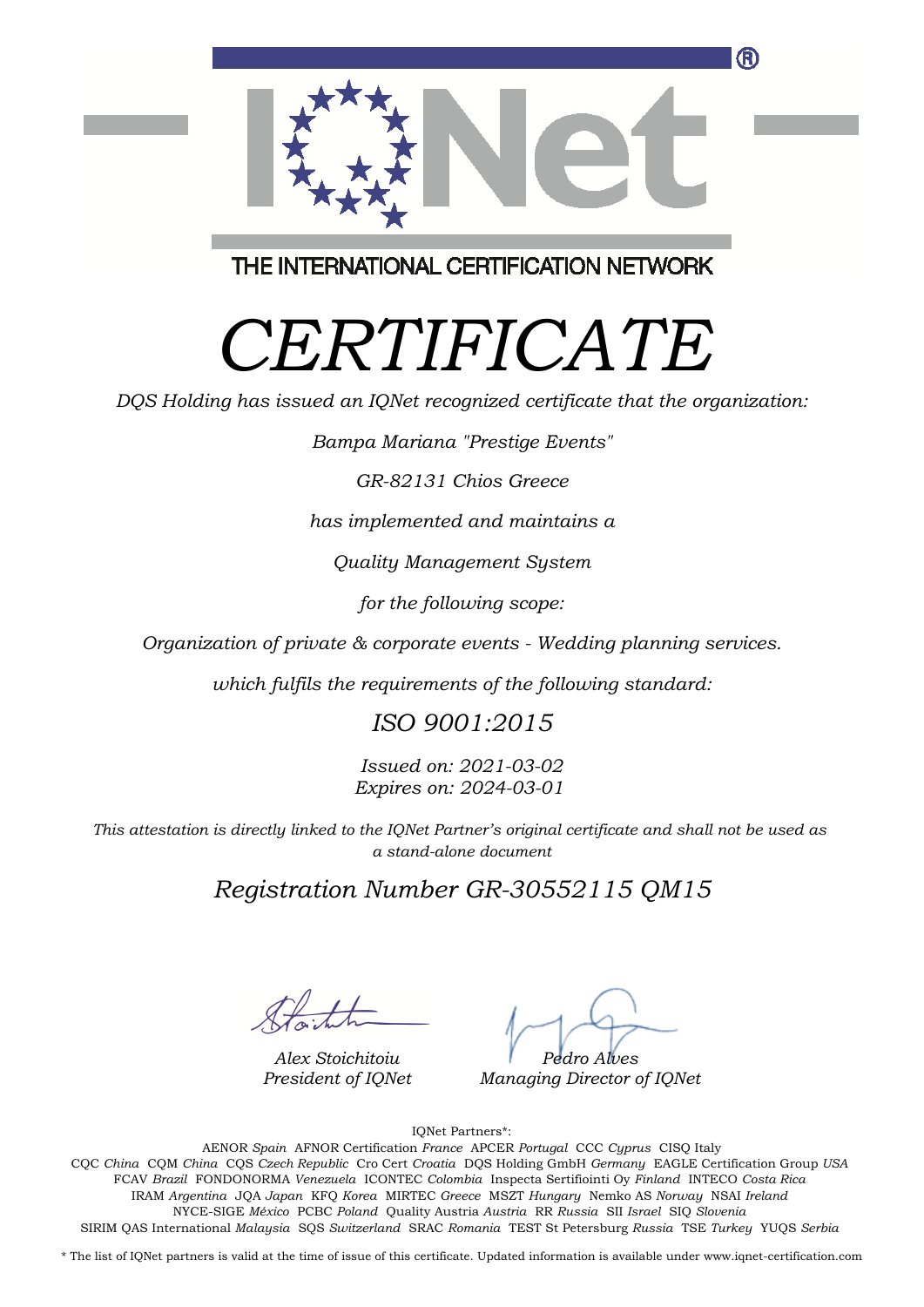THE INTERNATIONAL CERTIFICATION NETWORK

# *CERTIFICATE*

*DQS Holding has issued an IQNet recognized certificate that the organization:*

*Bampa Mariana "Prestige Events"*

*GR-82131 Chios Greece*

*has implemented and maintains a*

*Quality Management System*

*for the following scope:*

*Organization of private & corporate events - Wedding planning services.*

*which fulfils the requirements of the following standard:*

## *ISO 9001:2015*

*Issued on: 2021-03-02*
*Expires on: 2024-03-01*

*This attestation is directly linked to the IQNet Partner's original certificate and shall not be used as a stand-alone document*

## *Registration Number GR-30552115 QM15*

*Alex Stoichitoiu*
*President of IQNet*

*Pedro Alves*
*Managing Director of IQNet*

IQNet Partners*:

AENOR *Spain* AFNOR Certification *France* APCER *Portugal* CCC *Cyprus* CISQ Italy
CQC *China* CQM *China* CQS *Czech Republic* Cro Cert *Croatia* DQS Holding GmbH *Germany* EAGLE Certification Group *USA*
FCAV *Brazil* FONDONORMA *Venezuela* ICONTEC *Colombia* Inspecta Sertifiointi Oy *Finland* INTECO *Costa Rica*
IRAM *Argentina* JQA *Japan* KFQ *Korea* MIRTEC *Greece* MSZT *Hungary* Nemko AS *Norway* NSAI *Ireland*
NYCE-SIGE *México* PCBC *Poland* Quality Austria *Austria* RR *Russia* SII *Israel* SIQ *Slovenia*
SIRIM QAS International *Malaysia* SQS *Switzerland* SRAC *Romania* TEST St Petersburg *Russia* TSE *Turkey* YUQS *Serbia*

* The list of IQNet partners is valid at the time of issue of this certificate. Updated information is available under www.iqnet-certification.com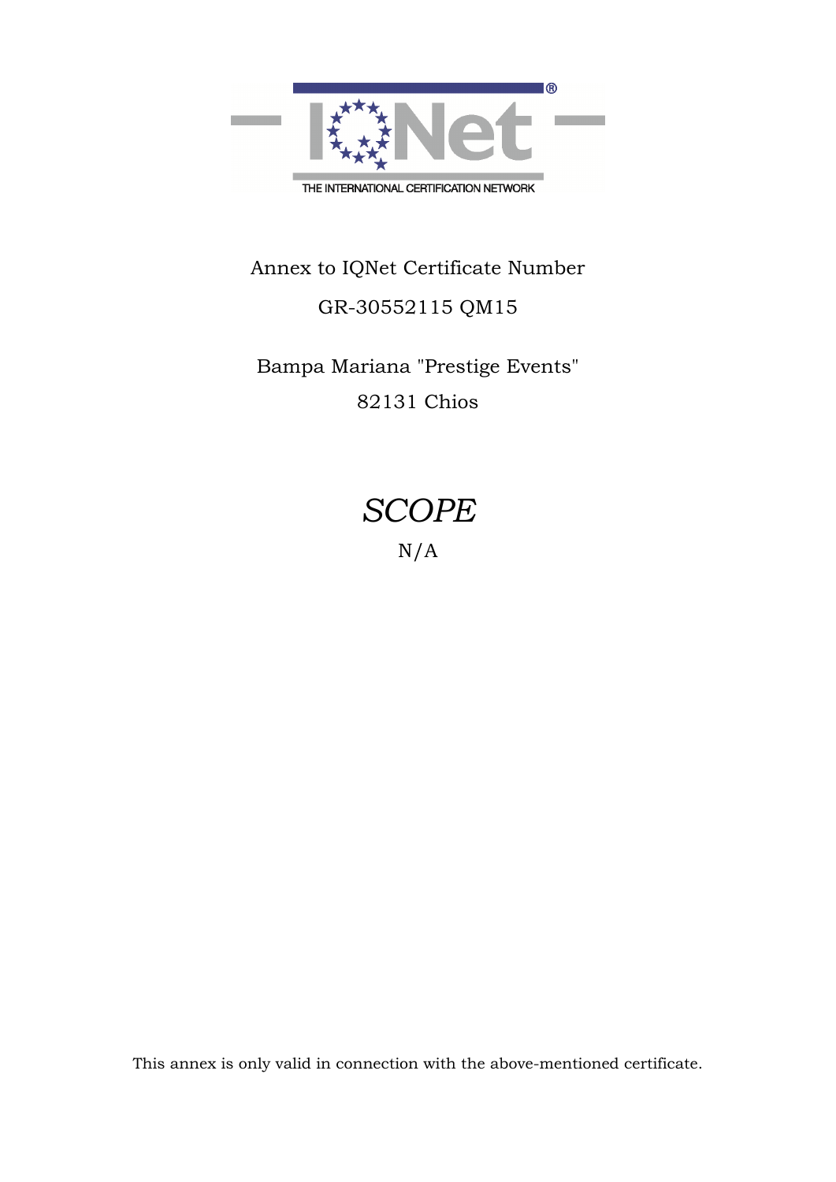Annex to IQNet Certificate Number

GR-30552115 QM15

Bampa Mariana "Prestige Events"

82131 Chios

# *SCOPE*

N/A

This annex is only valid in connection with the above-mentioned certificate.